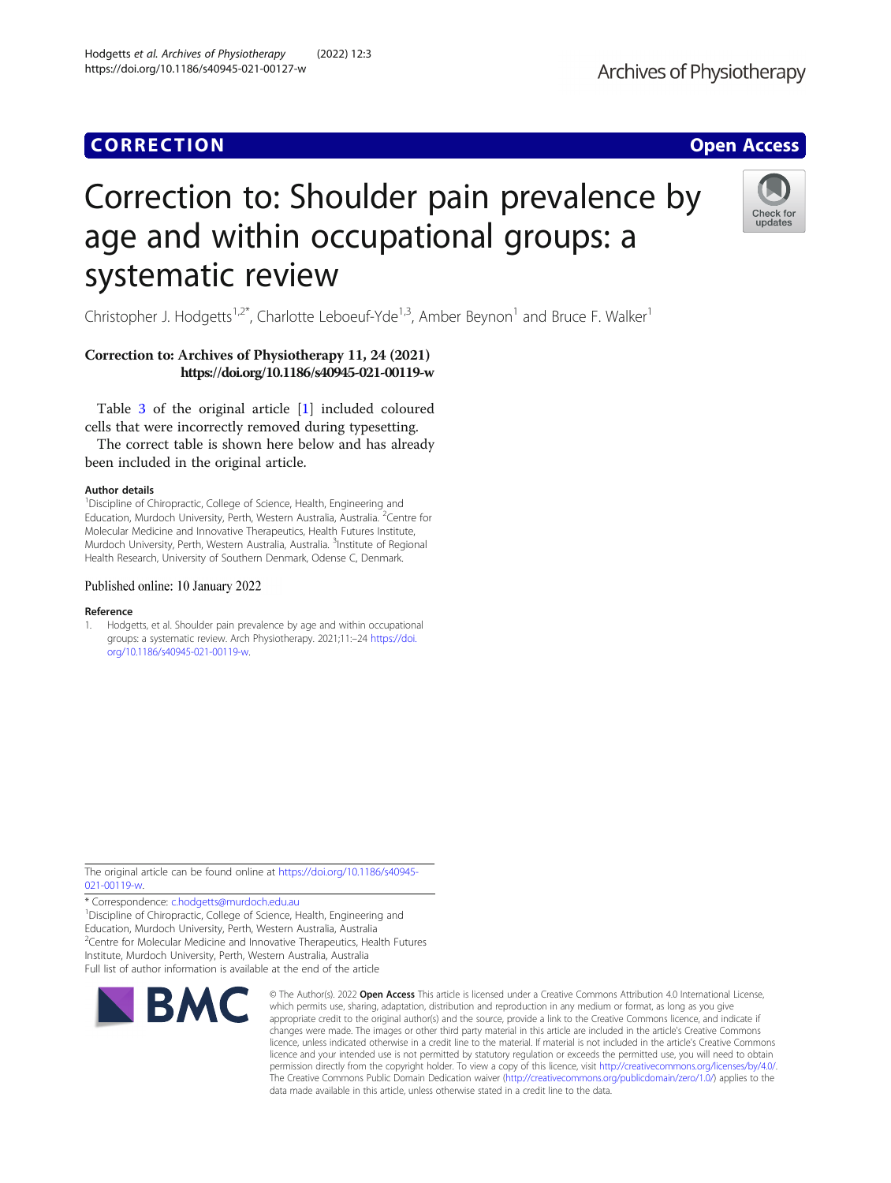**CORRECTION** **Open Access**

# Correction to: Shoulder pain prevalence by age and within occupational groups: a systematic review

Christopher J. Hodgetts[1,2*], Charlotte Leboeuf-Yde[1,3], Amber Beynon[1] and Bruce F. Walker[1]

**Correction to: Archives of Physiotherapy 11, 24 (2021)**
**https://doi.org/10.1186/s40945-021-00119-w**

Table 3 of the original article [1] included coloured cells that were incorrectly removed during typesetting.

The correct table is shown here below and has already been included in the original article.

### Author details

[1]Discipline of Chiropractic, College of Science, Health, Engineering and Education, Murdoch University, Perth, Western Australia, Australia. [2]Centre for Molecular Medicine and Innovative Therapeutics, Health Futures Institute, Murdoch University, Perth, Western Australia, Australia. [3]Institute of Regional Health Research, University of Southern Denmark, Odense C, Denmark.

Published online: 10 January 2022

### Reference

1. Hodgetts, et al. Shoulder pain prevalence by age and within occupational groups: a systematic review. Arch Physiotherapy. 2021;11:–24 https://doi.org/10.1186/s40945-021-00119-w.

The original article can be found online at https://doi.org/10.1186/s40945-021-00119-w.

\* Correspondence: c.hodgetts@murdoch.edu.au
[1]Discipline of Chiropractic, College of Science, Health, Engineering and Education, Murdoch University, Perth, Western Australia, Australia
[2]Centre for Molecular Medicine and Innovative Therapeutics, Health Futures Institute, Murdoch University, Perth, Western Australia, Australia
Full list of author information is available at the end of the article

© The Author(s). 2022 **Open Access** This article is licensed under a Creative Commons Attribution 4.0 International License, which permits use, sharing, adaptation, distribution and reproduction in any medium or format, as long as you give appropriate credit to the original author(s) and the source, provide a link to the Creative Commons licence, and indicate if changes were made. The images or other third party material in this article are included in the article's Creative Commons licence, unless indicated otherwise in a credit line to the material. If material is not included in the article's Creative Commons licence and your intended use is not permitted by statutory regulation or exceeds the permitted use, you will need to obtain permission directly from the copyright holder. To view a copy of this licence, visit http://creativecommons.org/licenses/by/4.0/. The Creative Commons Public Domain Dedication waiver (http://creativecommons.org/publicdomain/zero/1.0/) applies to the data made available in this article, unless otherwise stated in a credit line to the data.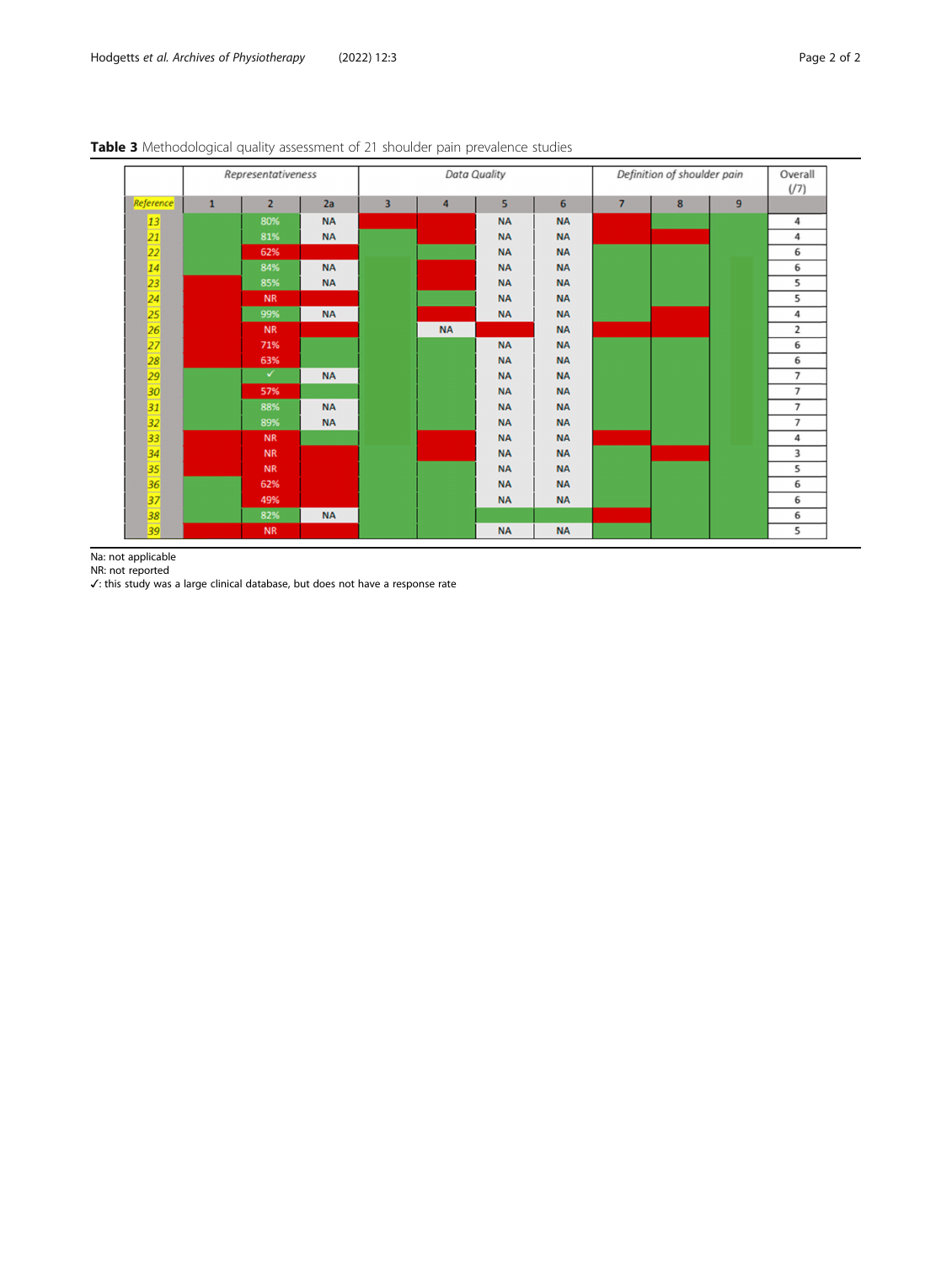**Table 3** Methodological quality assessment of 21 shoulder pain prevalence studies

| | *Representativeness* | | | *Data Quality* | | | | *Definition of shoulder pain* | | | Overall (/7) |
|---|---|---|---|---|---|---|---|---|---|---|---|
| *Reference* | 1 | 2 | 2a | 3 | 4 | 5 | 6 | 7 | 8 | 9 | |
| 13 | | 80% | NA | | | NA | NA | | | | 4 |
| 21 | | 81% | NA | | | NA | NA | | | | 4 |
| 22 | | 62% | | | | NA | NA | | | | 6 |
| 14 | | 84% | NA | | | NA | NA | | | | 6 |
| 23 | | 85% | NA | | | NA | NA | | | | 5 |
| 24 | | NR | | | | NA | NA | | | | 5 |
| 25 | | 99% | NA | | | NA | NA | | | | 4 |
| 26 | | NR | | | NA | | NA | | | | 2 |
| 27 | | 71% | | | | NA | NA | | | | 6 |
| 28 | | 63% | | | | NA | NA | | | | 6 |
| 29 | | ✓ | NA | | | NA | NA | | | | 7 |
| 30 | | 57% | | | | NA | NA | | | | 7 |
| 31 | | 88% | NA | | | NA | NA | | | | 7 |
| 32 | | 89% | NA | | | NA | NA | | | | 7 |
| 33 | | NR | | | | NA | NA | | | | 4 |
| 34 | | NR | | | | NA | NA | | | | 3 |
| 35 | | NR | | | | NA | NA | | | | 5 |
| 36 | | 62% | | | | NA | NA | | | | 6 |
| 37 | | 49% | | | | NA | NA | | | | 6 |
| 38 | | 82% | NA | | | | | | | | 6 |
| 39 | | NR | | | | NA | NA | | | | 5 |

Na: not applicable
NR: not reported
✓: this study was a large clinical database, but does not have a response rate